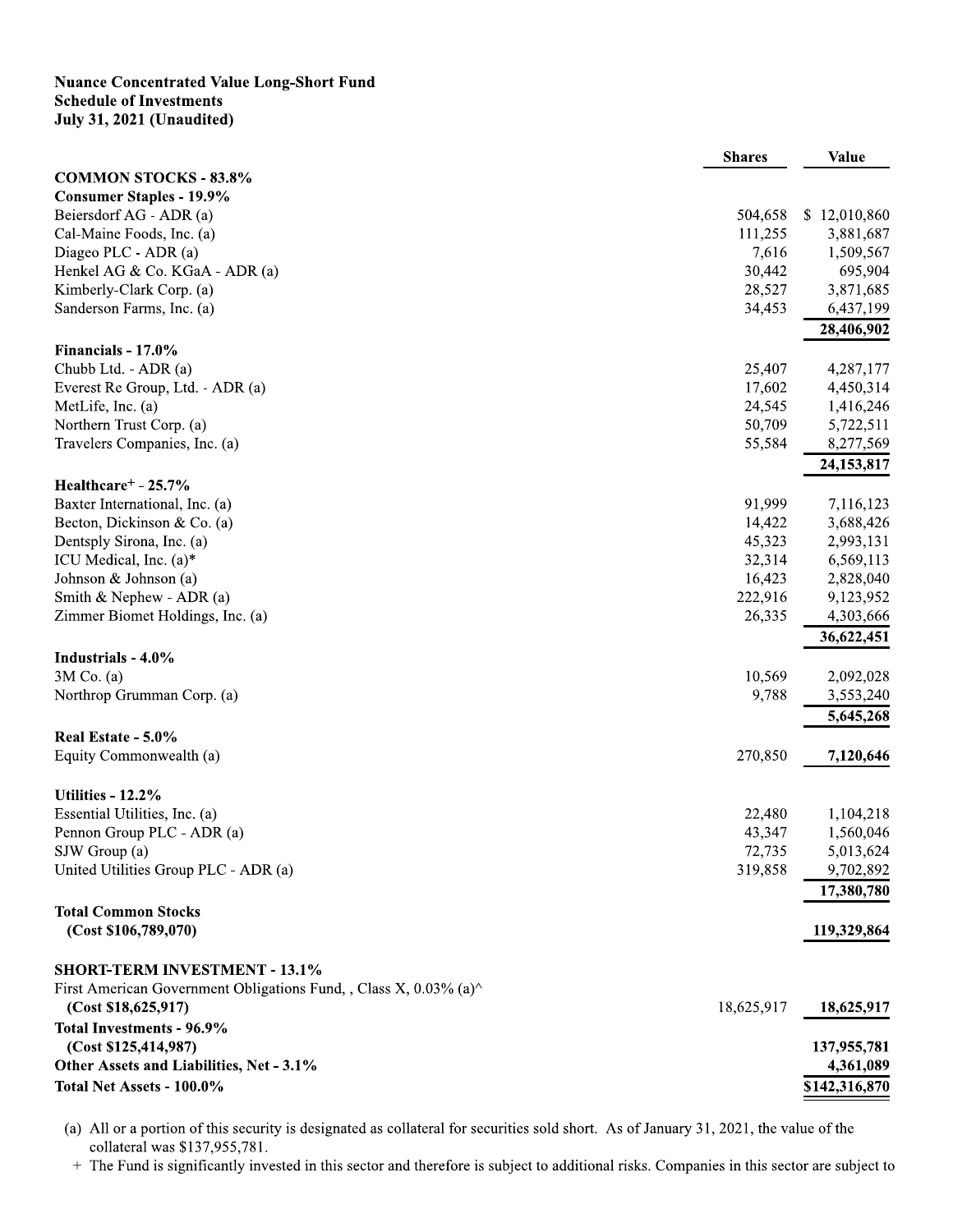**Nuance Concentrated Value Long-Short Fund**
**Schedule of Investments**
**July 31, 2021 (Unaudited)**

| | Shares | Value |
|---|---|---|
| **COMMON STOCKS - 83.8%** | | |
| **Consumer Staples - 19.9%** | | |
| Beiersdorf AG - ADR (a) | 504,658 | $ 12,010,860 |
| Cal-Maine Foods, Inc. (a) | 111,255 | 3,881,687 |
| Diageo PLC - ADR (a) | 7,616 | 1,509,567 |
| Henkel AG & Co. KGaA - ADR (a) | 30,442 | 695,904 |
| Kimberly-Clark Corp. (a) | 28,527 | 3,871,685 |
| Sanderson Farms, Inc. (a) | 34,453 | 6,437,199 |
| | | **28,406,902** |
| **Financials - 17.0%** | | |
| Chubb Ltd. - ADR (a) | 25,407 | 4,287,177 |
| Everest Re Group, Ltd. - ADR (a) | 17,602 | 4,450,314 |
| MetLife, Inc. (a) | 24,545 | 1,416,246 |
| Northern Trust Corp. (a) | 50,709 | 5,722,511 |
| Travelers Companies, Inc. (a) | 55,584 | 8,277,569 |
| | | **24,153,817** |
| **Healthcare+ - 25.7%** | | |
| Baxter International, Inc. (a) | 91,999 | 7,116,123 |
| Becton, Dickinson & Co. (a) | 14,422 | 3,688,426 |
| Dentsply Sirona, Inc. (a) | 45,323 | 2,993,131 |
| ICU Medical, Inc. (a)* | 32,314 | 6,569,113 |
| Johnson & Johnson (a) | 16,423 | 2,828,040 |
| Smith & Nephew - ADR (a) | 222,916 | 9,123,952 |
| Zimmer Biomet Holdings, Inc. (a) | 26,335 | 4,303,666 |
| | | **36,622,451** |
| **Industrials - 4.0%** | | |
| 3M Co. (a) | 10,569 | 2,092,028 |
| Northrop Grumman Corp. (a) | 9,788 | 3,553,240 |
| | | **5,645,268** |
| **Real Estate - 5.0%** | | |
| Equity Commonwealth (a) | 270,850 | **7,120,646** |
| **Utilities - 12.2%** | | |
| Essential Utilities, Inc. (a) | 22,480 | 1,104,218 |
| Pennon Group PLC - ADR (a) | 43,347 | 1,560,046 |
| SJW Group (a) | 72,735 | 5,013,624 |
| United Utilities Group PLC - ADR (a) | 319,858 | 9,702,892 |
| | | **17,380,780** |
| **Total Common Stocks (Cost $106,789,070)** | | **119,329,864** |
| **SHORT-TERM INVESTMENT - 13.1%** | | |
| First American Government Obligations Fund, , Class X, 0.03% (a)^ **(Cost $18,625,917)** | 18,625,917 | **18,625,917** |
| **Total Investments - 96.9% (Cost $125,414,987)** | | **137,955,781** |
| **Other Assets and Liabilities, Net - 3.1%** | | **4,361,089** |
| **Total Net Assets - 100.0%** | | **$142,316,870** |

(a) All or a portion of this security is designated as collateral for securities sold short. As of January 31, 2021, the value of the collateral was $137,955,781.

\+ The Fund is significantly invested in this sector and therefore is subject to additional risks. Companies in this sector are subject to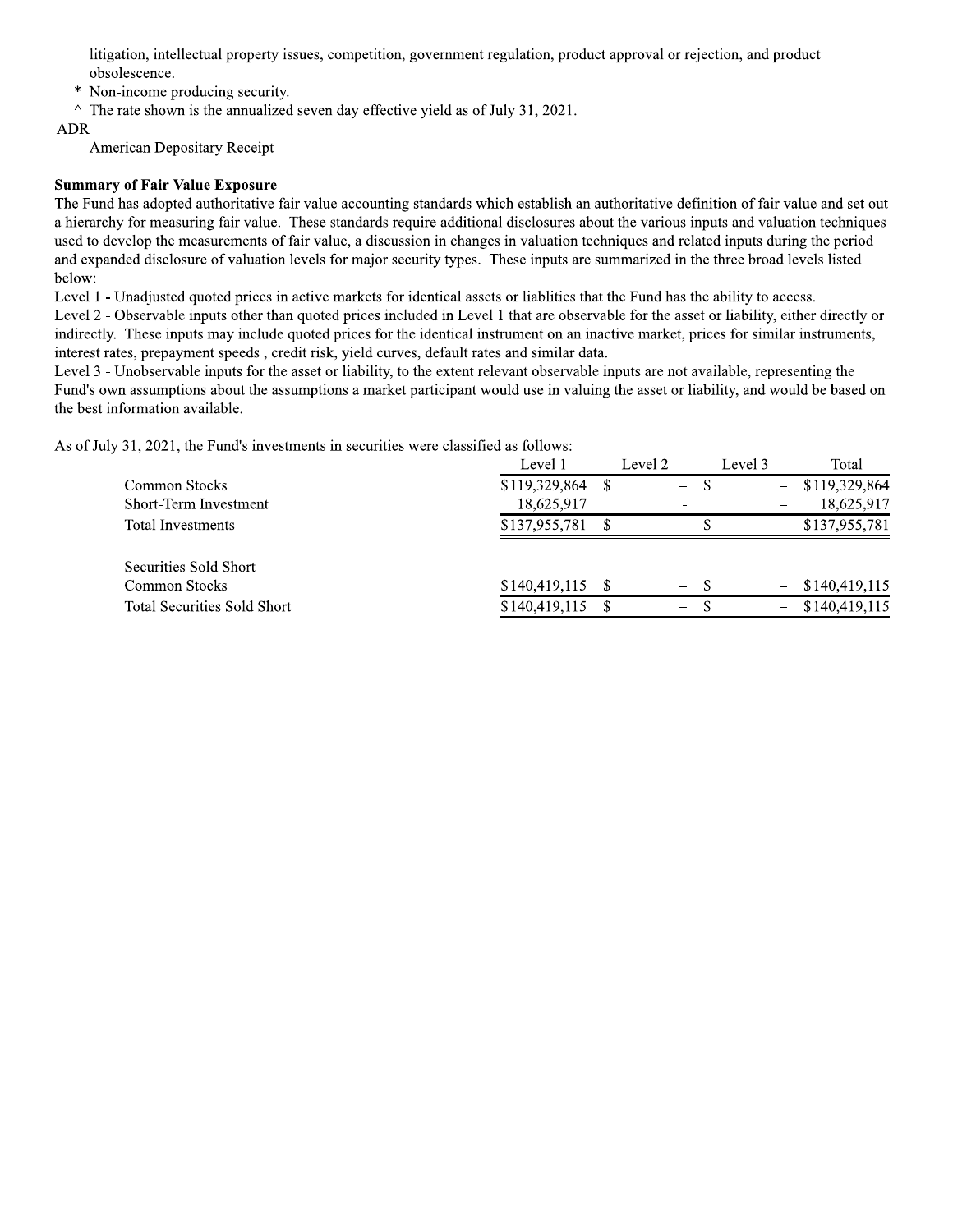litigation, intellectual property issues, competition, government regulation, product approval or rejection, and product obsolescence.

\* Non-income producing security.

^ The rate shown is the annualized seven day effective yield as of July 31, 2021.

ADR

- American Depositary Receipt

**Summary of Fair Value Exposure**

The Fund has adopted authoritative fair value accounting standards which establish an authoritative definition of fair value and set out a hierarchy for measuring fair value. These standards require additional disclosures about the various inputs and valuation techniques used to develop the measurements of fair value, a discussion in changes in valuation techniques and related inputs during the period and expanded disclosure of valuation levels for major security types. These inputs are summarized in the three broad levels listed below:

Level 1 - Unadjusted quoted prices in active markets for identical assets or liablities that the Fund has the ability to access.

Level 2 - Observable inputs other than quoted prices included in Level 1 that are observable for the asset or liability, either directly or indirectly. These inputs may include quoted prices for the identical instrument on an inactive market, prices for similar instruments, interest rates, prepayment speeds , credit risk, yield curves, default rates and similar data.

Level 3 - Unobservable inputs for the asset or liability, to the extent relevant observable inputs are not available, representing the Fund's own assumptions about the assumptions a market participant would use in valuing the asset or liability, and would be based on the best information available.

As of July 31, 2021, the Fund's investments in securities were classified as follows:

| | Level 1 | Level 2 | Level 3 | Total |
|---|---|---|---|---|
| Common Stocks | $119,329,864 | $ – | $ – | $119,329,864 |
| Short-Term Investment | 18,625,917 | - | – | 18,625,917 |
| Total Investments | $137,955,781 | $ – | $ – | $137,955,781 |
| | | | | |
| Securities Sold Short | | | | |
| Common Stocks | $140,419,115 | $ – | $ – | $140,419,115 |
| Total Securities Sold Short | $140,419,115 | $ – | $ – | $140,419,115 |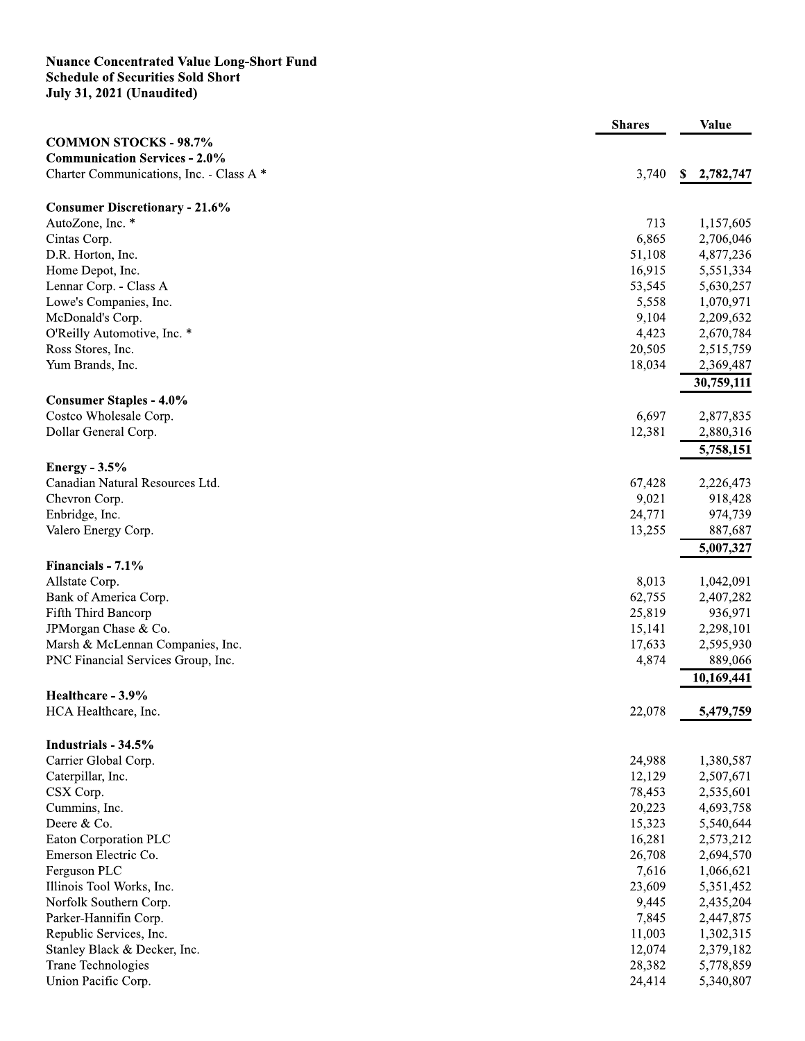**Nuance Concentrated Value Long-Short Fund**
**Schedule of Securities Sold Short**
**July 31, 2021 (Unaudited)**

| | Shares | Value |
|---|---|---|
| **COMMON STOCKS - 98.7%** | | |
| **Communication Services - 2.0%** | | |
| Charter Communications, Inc. - Class A * | 3,740 | $ 2,782,747 |
| | | |
| **Consumer Discretionary - 21.6%** | | |
| AutoZone, Inc. * | 713 | 1,157,605 |
| Cintas Corp. | 6,865 | 2,706,046 |
| D.R. Horton, Inc. | 51,108 | 4,877,236 |
| Home Depot, Inc. | 16,915 | 5,551,334 |
| Lennar Corp. - Class A | 53,545 | 5,630,257 |
| Lowe's Companies, Inc. | 5,558 | 1,070,971 |
| McDonald's Corp. | 9,104 | 2,209,632 |
| O'Reilly Automotive, Inc. * | 4,423 | 2,670,784 |
| Ross Stores, Inc. | 20,505 | 2,515,759 |
| Yum Brands, Inc. | 18,034 | 2,369,487 |
| | | **30,759,111** |
| **Consumer Staples - 4.0%** | | |
| Costco Wholesale Corp. | 6,697 | 2,877,835 |
| Dollar General Corp. | 12,381 | 2,880,316 |
| | | **5,758,151** |
| **Energy - 3.5%** | | |
| Canadian Natural Resources Ltd. | 67,428 | 2,226,473 |
| Chevron Corp. | 9,021 | 918,428 |
| Enbridge, Inc. | 24,771 | 974,739 |
| Valero Energy Corp. | 13,255 | 887,687 |
| | | **5,007,327** |
| **Financials - 7.1%** | | |
| Allstate Corp. | 8,013 | 1,042,091 |
| Bank of America Corp. | 62,755 | 2,407,282 |
| Fifth Third Bancorp | 25,819 | 936,971 |
| JPMorgan Chase & Co. | 15,141 | 2,298,101 |
| Marsh & McLennan Companies, Inc. | 17,633 | 2,595,930 |
| PNC Financial Services Group, Inc. | 4,874 | 889,066 |
| | | **10,169,441** |
| **Healthcare - 3.9%** | | |
| HCA Healthcare, Inc. | 22,078 | **5,479,759** |
| | | |
| **Industrials - 34.5%** | | |
| Carrier Global Corp. | 24,988 | 1,380,587 |
| Caterpillar, Inc. | 12,129 | 2,507,671 |
| CSX Corp. | 78,453 | 2,535,601 |
| Cummins, Inc. | 20,223 | 4,693,758 |
| Deere & Co. | 15,323 | 5,540,644 |
| Eaton Corporation PLC | 16,281 | 2,573,212 |
| Emerson Electric Co. | 26,708 | 2,694,570 |
| Ferguson PLC | 7,616 | 1,066,621 |
| Illinois Tool Works, Inc. | 23,609 | 5,351,452 |
| Norfolk Southern Corp. | 9,445 | 2,435,204 |
| Parker-Hannifin Corp. | 7,845 | 2,447,875 |
| Republic Services, Inc. | 11,003 | 1,302,315 |
| Stanley Black & Decker, Inc. | 12,074 | 2,379,182 |
| Trane Technologies | 28,382 | 5,778,859 |
| Union Pacific Corp. | 24,414 | 5,340,807 |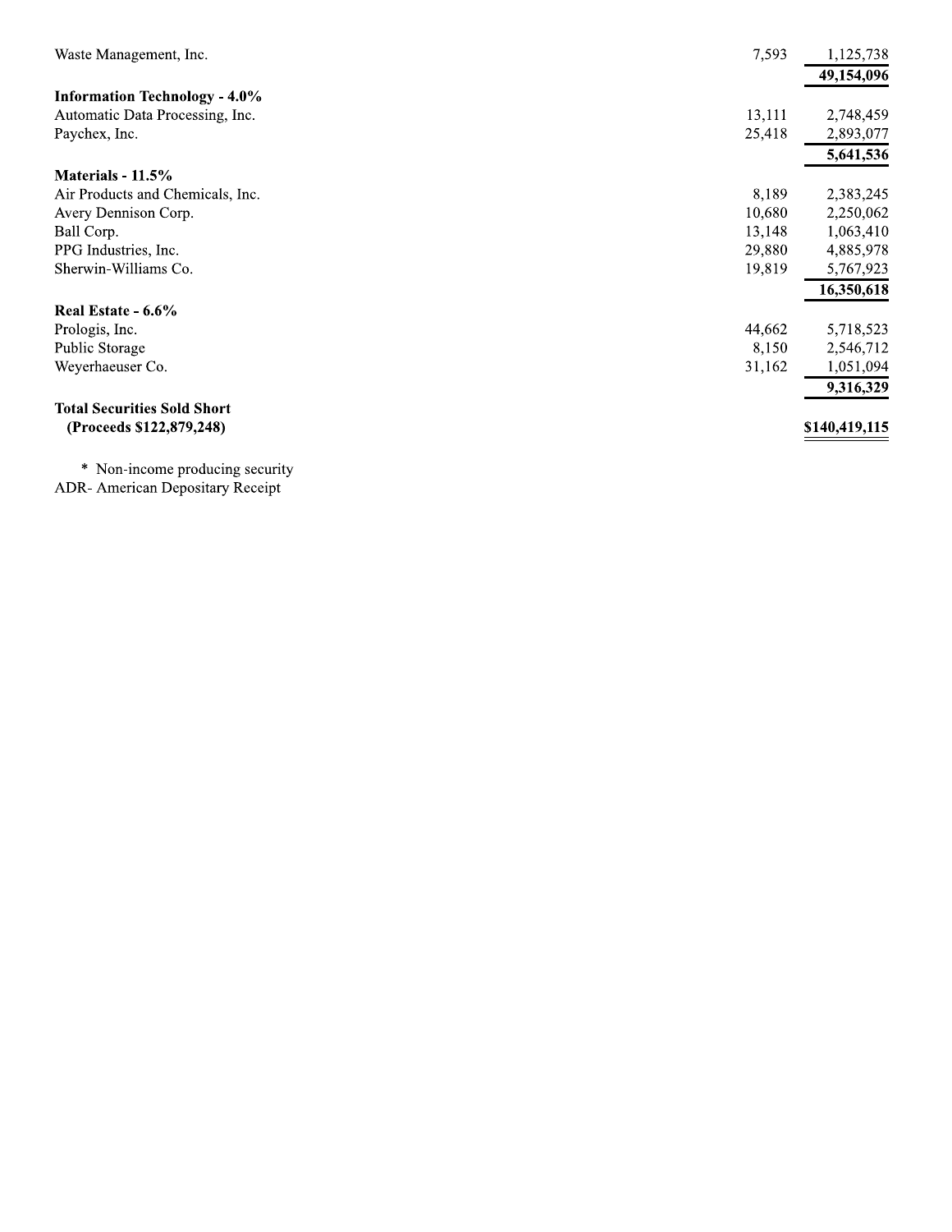| | | |
|---|---|---|
| Waste Management, Inc. | 7,593 | 1,125,738 |
| | | **49,154,096** |
| **Information Technology - 4.0%** | | |
| Automatic Data Processing, Inc. | 13,111 | 2,748,459 |
| Paychex, Inc. | 25,418 | 2,893,077 |
| | | **5,641,536** |
| **Materials - 11.5%** | | |
| Air Products and Chemicals, Inc. | 8,189 | 2,383,245 |
| Avery Dennison Corp. | 10,680 | 2,250,062 |
| Ball Corp. | 13,148 | 1,063,410 |
| PPG Industries, Inc. | 29,880 | 4,885,978 |
| Sherwin-Williams Co. | 19,819 | 5,767,923 |
| | | **16,350,618** |
| **Real Estate - 6.6%** | | |
| Prologis, Inc. | 44,662 | 5,718,523 |
| Public Storage | 8,150 | 2,546,712 |
| Weyerhaeuser Co. | 31,162 | 1,051,094 |
| | | **9,316,329** |
| **Total Securities Sold Short (Proceeds $122,879,248)** | | **$140,419,115** |

\* Non-income producing security

ADR- American Depositary Receipt